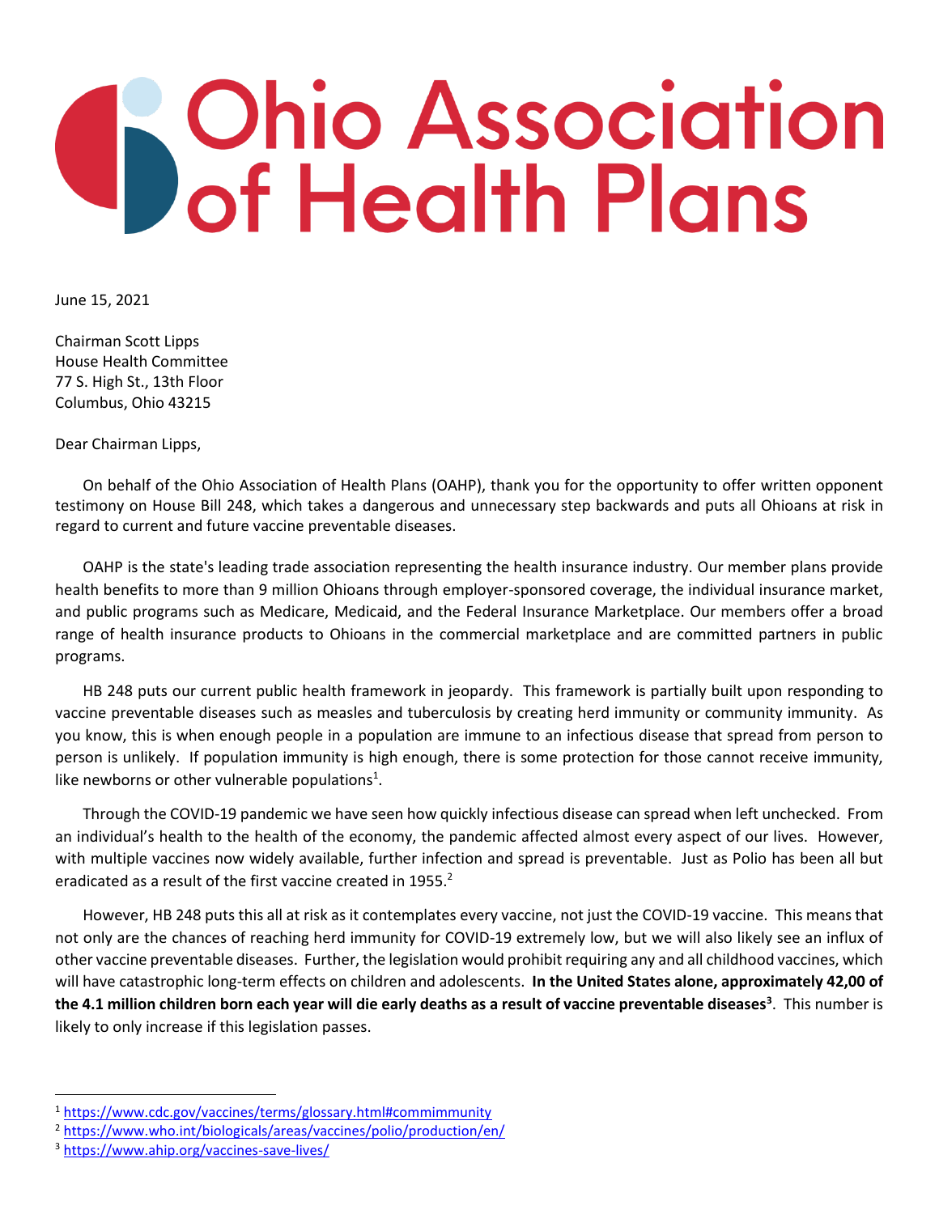# Ohio Association of Health Plans

June 15, 2021

Chairman Scott Lipps
House Health Committee
77 S. High St., 13th Floor
Columbus, Ohio 43215

Dear Chairman Lipps,

On behalf of the Ohio Association of Health Plans (OAHP), thank you for the opportunity to offer written opponent testimony on House Bill 248, which takes a dangerous and unnecessary step backwards and puts all Ohioans at risk in regard to current and future vaccine preventable diseases.

OAHP is the state's leading trade association representing the health insurance industry. Our member plans provide health benefits to more than 9 million Ohioans through employer-sponsored coverage, the individual insurance market, and public programs such as Medicare, Medicaid, and the Federal Insurance Marketplace. Our members offer a broad range of health insurance products to Ohioans in the commercial marketplace and are committed partners in public programs.

HB 248 puts our current public health framework in jeopardy. This framework is partially built upon responding to vaccine preventable diseases such as measles and tuberculosis by creating herd immunity or community immunity. As you know, this is when enough people in a population are immune to an infectious disease that spread from person to person is unlikely. If population immunity is high enough, there is some protection for those cannot receive immunity, like newborns or other vulnerable populations[1].

Through the COVID-19 pandemic we have seen how quickly infectious disease can spread when left unchecked. From an individual's health to the health of the economy, the pandemic affected almost every aspect of our lives. However, with multiple vaccines now widely available, further infection and spread is preventable. Just as Polio has been all but eradicated as a result of the first vaccine created in 1955.[2]

However, HB 248 puts this all at risk as it contemplates every vaccine, not just the COVID-19 vaccine. This means that not only are the chances of reaching herd immunity for COVID-19 extremely low, but we will also likely see an influx of other vaccine preventable diseases. Further, the legislation would prohibit requiring any and all childhood vaccines, which will have catastrophic long-term effects on children and adolescents. **In the United States alone, approximately 42,00 of the 4.1 million children born each year will die early deaths as a result of vaccine preventable diseases[3]**. This number is likely to only increase if this legislation passes.

---

[1] https://www.cdc.gov/vaccines/terms/glossary.html#commimmunity

[2] https://www.who.int/biologicals/areas/vaccines/polio/production/en/

[3] https://www.ahip.org/vaccines-save-lives/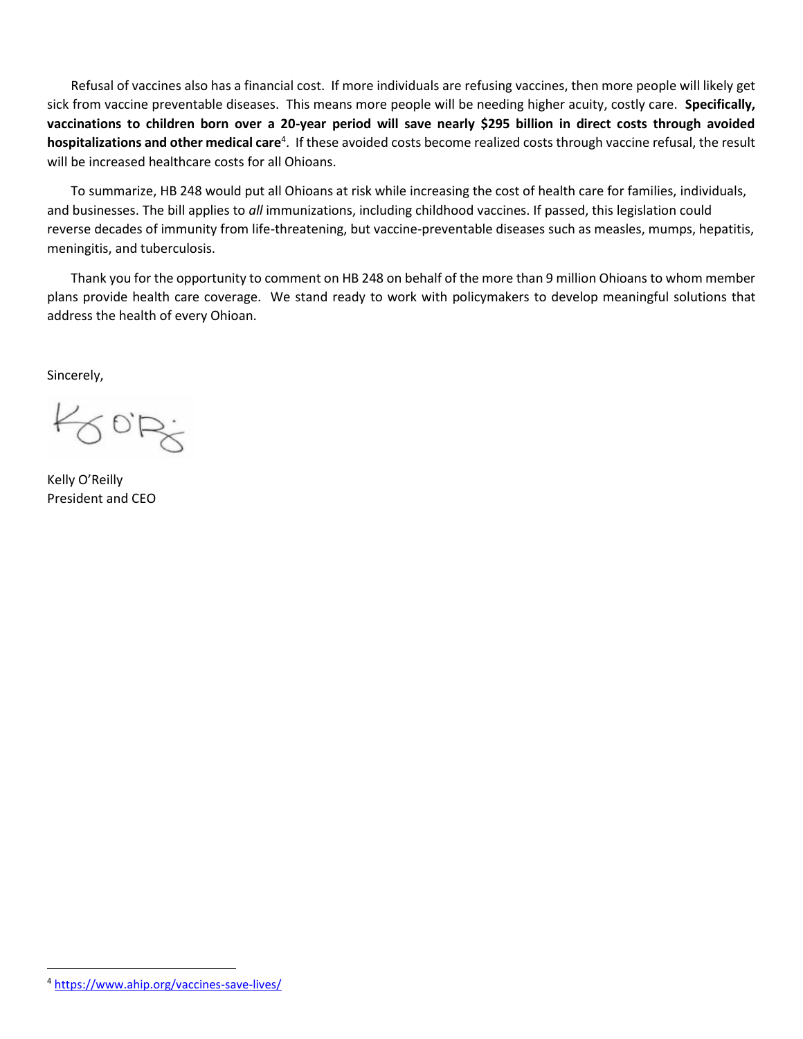Refusal of vaccines also has a financial cost. If more individuals are refusing vaccines, then more people will likely get sick from vaccine preventable diseases. This means more people will be needing higher acuity, costly care. **Specifically, vaccinations to children born over a 20-year period will save nearly $295 billion in direct costs through avoided hospitalizations and other medical care**[4]. If these avoided costs become realized costs through vaccine refusal, the result will be increased healthcare costs for all Ohioans.

To summarize, HB 248 would put all Ohioans at risk while increasing the cost of health care for families, individuals, and businesses. The bill applies to *all* immunizations, including childhood vaccines. If passed, this legislation could reverse decades of immunity from life-threatening, but vaccine-preventable diseases such as measles, mumps, hepatitis, meningitis, and tuberculosis.

Thank you for the opportunity to comment on HB 248 on behalf of the more than 9 million Ohioans to whom member plans provide health care coverage. We stand ready to work with policymakers to develop meaningful solutions that address the health of every Ohioan.

Sincerely,

Kelly O'Reilly
President and CEO

---

[4] https://www.ahip.org/vaccines-save-lives/